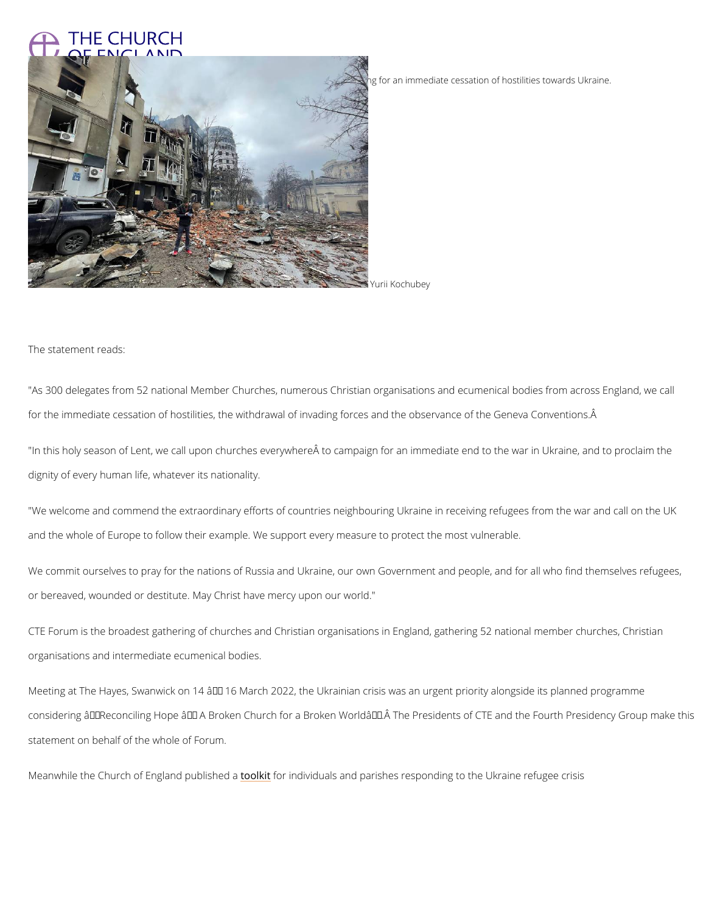ng for an immediate cessation of hostilities towards Ukraine.

Yurii Kochubey

The statement reads:

"As 300 delegates from 52 national Member Churches, numerous Christian organisations and ecumenical bodies from across England, we call for the immediate cessation of hostilities, the withdrawal of invading forces and the observance of the Geneva Conventions.Â

"In this holy season of Lent, we call upon churches everywhereÂ to campaign for an immediate end to the war in Ukraine, and to proclaim the dignity of every human life, whatever its nationality.

"We welcome and commend the extraordinary efforts of countries neighbouring Ukraine in receiving refugees from the war and call on the UK and the whole of Europe to follow their example. We support every measure to protect the most vulnerable.

We commit ourselves to pray for the nations of Russia and Ukraine, our own Government and people, and for all who find themselves refugees, or bereaved, wounded or destitute. May Christ have mercy upon our world."

CTE Forum is the broadest gathering of churches and Christian organisations in England, gathering 52 national member churches, Christian organisations and intermediate ecumenical bodies.

Meeting at The Hayes, Swanwick on 14 â 16 March 2022, the Ukrainian crisis was an urgent priority alongside its planned programme considering âReconciling Hope â A Broken Church for a Broken Worldâ.Â The Presidents of CTE and the Fourth Presidency Group make this statement on behalf of the whole of Forum.

Meanwhile the Church of England published a toolkit for individuals and parishes responding to the Ukraine refugee crisis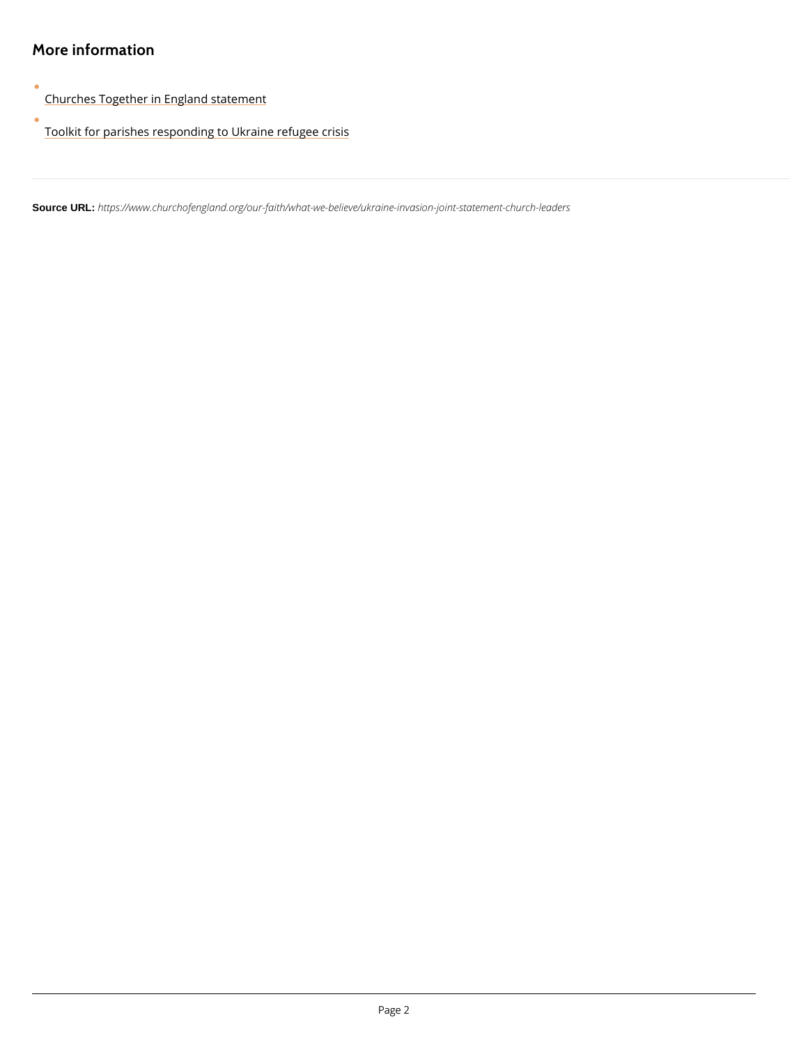## More information

- Churches Together in England statement
- Toolkit for parishes responding to Ukraine refugee crisis

---

**Source URL:** *https://www.churchofengland.org/our-faith/what-we-believe/ukraine-invasion-joint-statement-church-leaders*